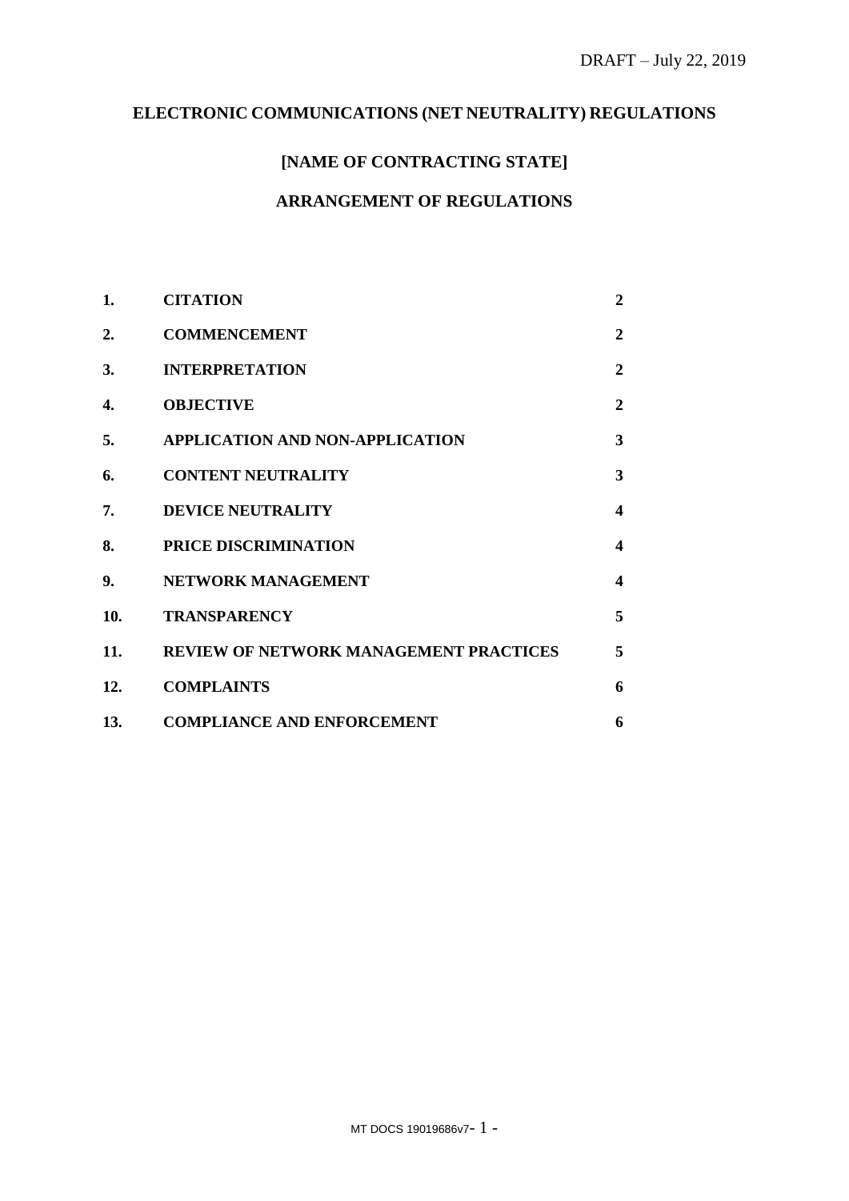DRAFT – July 22, 2019

# ELECTRONIC COMMUNICATIONS (NET NEUTRALITY) REGULATIONS

## [NAME OF CONTRACTING STATE]

## ARRANGEMENT OF REGULATIONS

| | | |
|---|---|---|
| **1.** | **CITATION** | **2** |
| **2.** | **COMMENCEMENT** | **2** |
| **3.** | **INTERPRETATION** | **2** |
| **4.** | **OBJECTIVE** | **2** |
| **5.** | **APPLICATION AND NON-APPLICATION** | **3** |
| **6.** | **CONTENT NEUTRALITY** | **3** |
| **7.** | **DEVICE NEUTRALITY** | **4** |
| **8.** | **PRICE DISCRIMINATION** | **4** |
| **9.** | **NETWORK MANAGEMENT** | **4** |
| **10.** | **TRANSPARENCY** | **5** |
| **11.** | **REVIEW OF NETWORK MANAGEMENT PRACTICES** | **5** |
| **12.** | **COMPLAINTS** | **6** |
| **13.** | **COMPLIANCE AND ENFORCEMENT** | **6** |

MT DOCS 19019686v7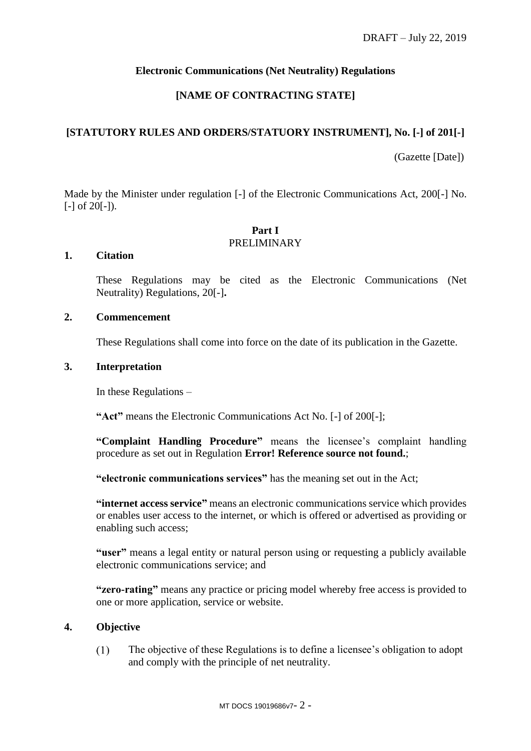DRAFT – July 22, 2019

**Electronic Communications (Net Neutrality) Regulations**

**[NAME OF CONTRACTING STATE]**

**[STATUTORY RULES AND ORDERS/STATUORY INSTRUMENT], No. [-] of 201[-]**

(Gazette [Date])

Made by the Minister under regulation [-] of the Electronic Communications Act, 200[-] No. [-] of 20[-]).

## Part I
PRELIMINARY

### 1. Citation

These Regulations may be cited as the Electronic Communications (Net Neutrality) Regulations, 20[-]**.**

### 2. Commencement

These Regulations shall come into force on the date of its publication in the Gazette.

### 3. Interpretation

In these Regulations –

**"Act"** means the Electronic Communications Act No. [-] of 200[-];

**"Complaint Handling Procedure"** means the licensee's complaint handling procedure as set out in Regulation **Error! Reference source not found.**;

**"electronic communications services"** has the meaning set out in the Act;

**"internet access service"** means an electronic communications service which provides or enables user access to the internet, or which is offered or advertised as providing or enabling such access;

**"user"** means a legal entity or natural person using or requesting a publicly available electronic communications service; and

**"zero-rating"** means any practice or pricing model whereby free access is provided to one or more application, service or website.

### 4. Objective

(1) The objective of these Regulations is to define a licensee's obligation to adopt and comply with the principle of net neutrality.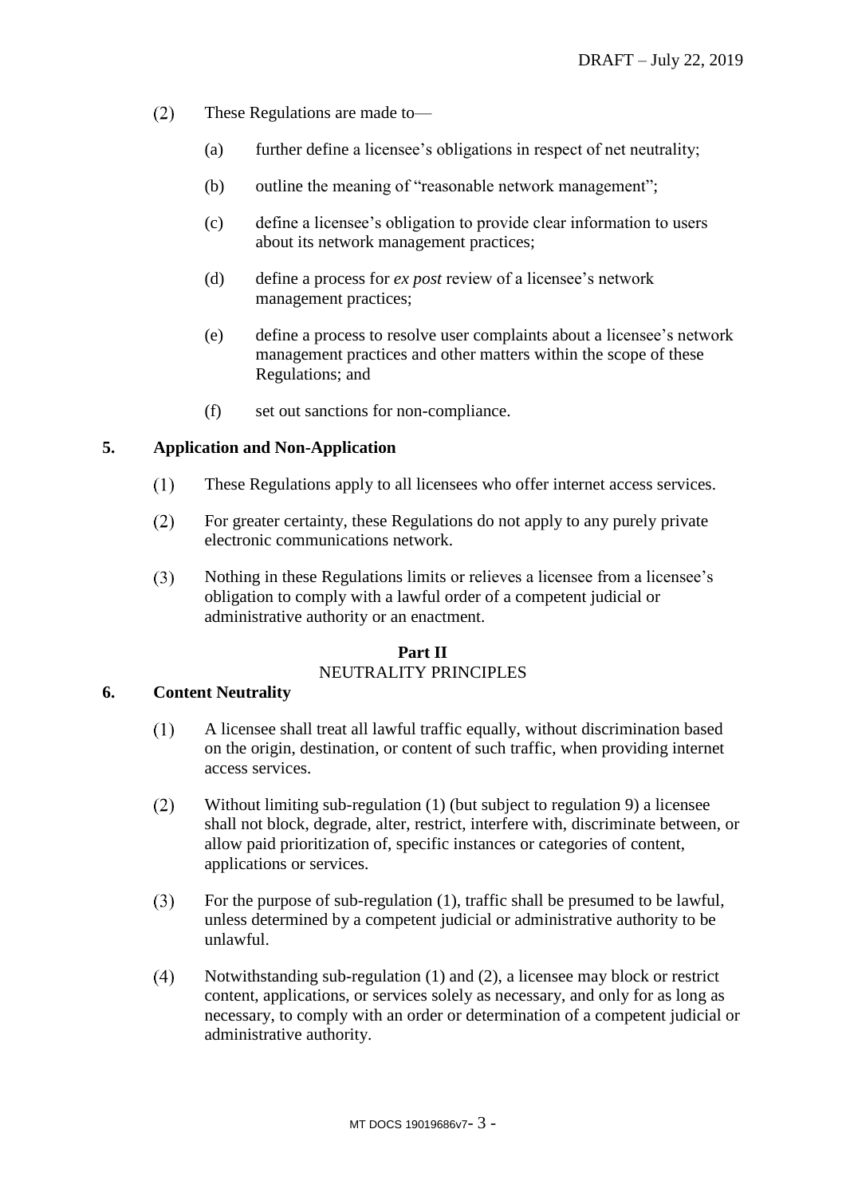(2) These Regulations are made to—

(a) further define a licensee's obligations in respect of net neutrality;

(b) outline the meaning of "reasonable network management";

(c) define a licensee's obligation to provide clear information to users about its network management practices;

(d) define a process for *ex post* review of a licensee's network management practices;

(e) define a process to resolve user complaints about a licensee's network management practices and other matters within the scope of these Regulations; and

(f) set out sanctions for non-compliance.

**5. Application and Non-Application**

(1) These Regulations apply to all licensees who offer internet access services.

(2) For greater certainty, these Regulations do not apply to any purely private electronic communications network.

(3) Nothing in these Regulations limits or relieves a licensee from a licensee's obligation to comply with a lawful order of a competent judicial or administrative authority or an enactment.

## Part II
## NEUTRALITY PRINCIPLES

**6. Content Neutrality**

(1) A licensee shall treat all lawful traffic equally, without discrimination based on the origin, destination, or content of such traffic, when providing internet access services.

(2) Without limiting sub-regulation (1) (but subject to regulation 9) a licensee shall not block, degrade, alter, restrict, interfere with, discriminate between, or allow paid prioritization of, specific instances or categories of content, applications or services.

(3) For the purpose of sub-regulation (1), traffic shall be presumed to be lawful, unless determined by a competent judicial or administrative authority to be unlawful.

(4) Notwithstanding sub-regulation (1) and (2), a licensee may block or restrict content, applications, or services solely as necessary, and only for as long as necessary, to comply with an order or determination of a competent judicial or administrative authority.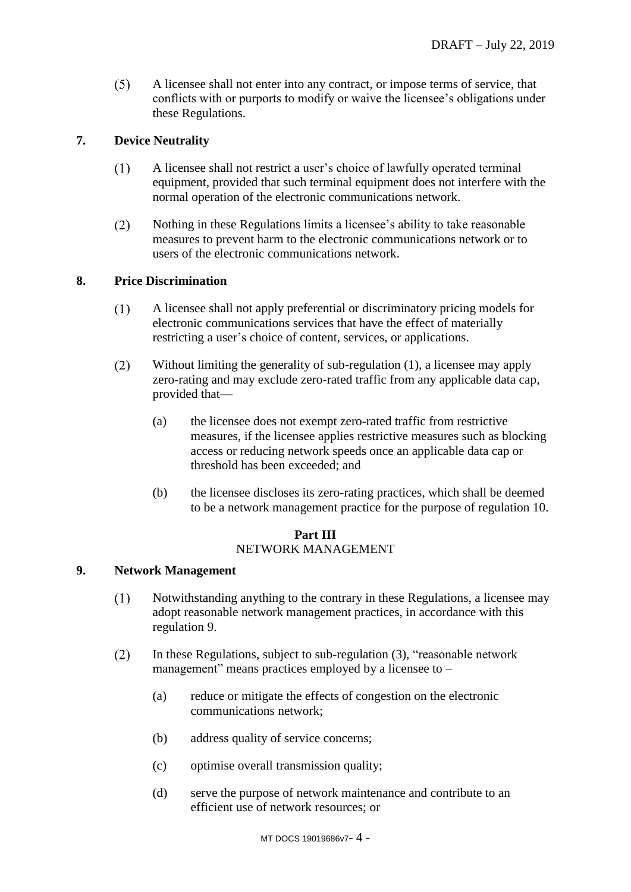(5) A licensee shall not enter into any contract, or impose terms of service, that conflicts with or purports to modify or waive the licensee's obligations under these Regulations.

**7. Device Neutrality**

(1) A licensee shall not restrict a user's choice of lawfully operated terminal equipment, provided that such terminal equipment does not interfere with the normal operation of the electronic communications network.

(2) Nothing in these Regulations limits a licensee's ability to take reasonable measures to prevent harm to the electronic communications network or to users of the electronic communications network.

**8. Price Discrimination**

(1) A licensee shall not apply preferential or discriminatory pricing models for electronic communications services that have the effect of materially restricting a user's choice of content, services, or applications.

(2) Without limiting the generality of sub-regulation (1), a licensee may apply zero-rating and may exclude zero-rated traffic from any applicable data cap, provided that—

(a) the licensee does not exempt zero-rated traffic from restrictive measures, if the licensee applies restrictive measures such as blocking access or reducing network speeds once an applicable data cap or threshold has been exceeded; and

(b) the licensee discloses its zero-rating practices, which shall be deemed to be a network management practice for the purpose of regulation 10.

**Part III**
NETWORK MANAGEMENT

**9. Network Management**

(1) Notwithstanding anything to the contrary in these Regulations, a licensee may adopt reasonable network management practices, in accordance with this regulation 9.

(2) In these Regulations, subject to sub-regulation (3), "reasonable network management" means practices employed by a licensee to –

(a) reduce or mitigate the effects of congestion on the electronic communications network;

(b) address quality of service concerns;

(c) optimise overall transmission quality;

(d) serve the purpose of network maintenance and contribute to an efficient use of network resources; or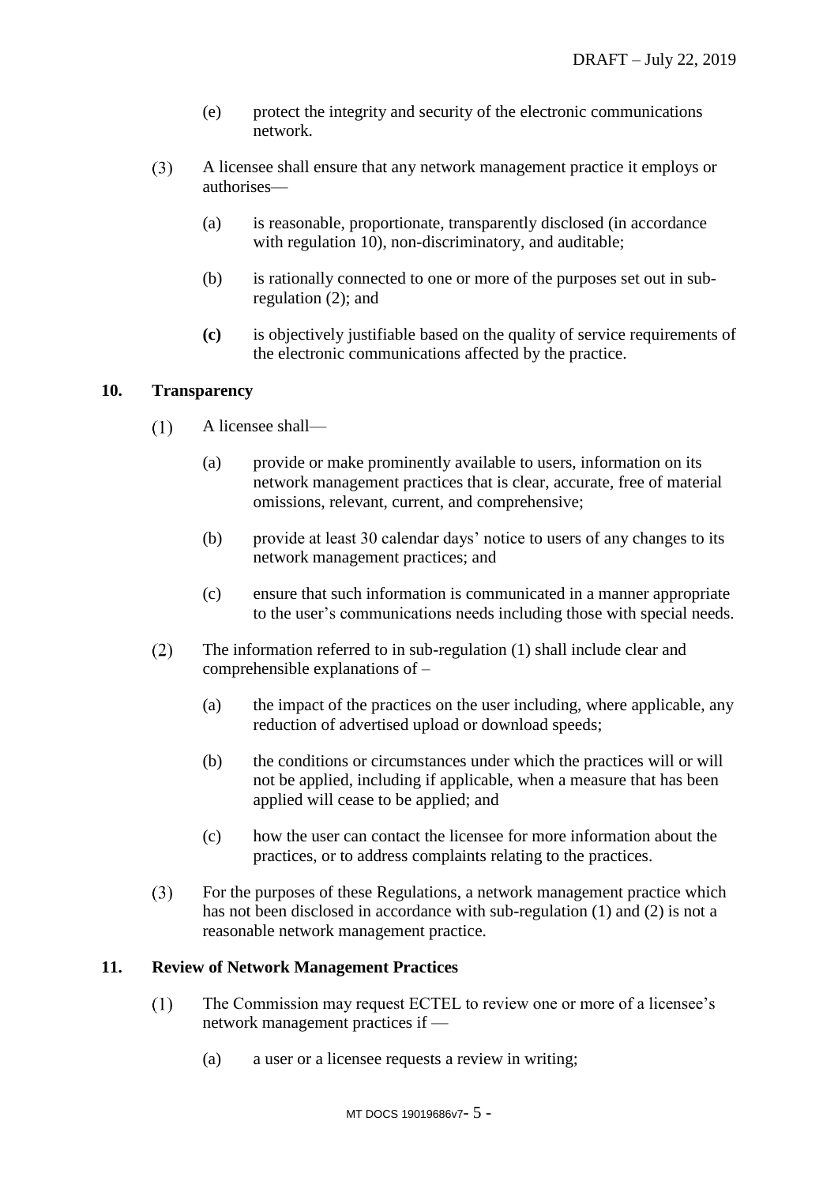(e) protect the integrity and security of the electronic communications network.

(3) A licensee shall ensure that any network management practice it employs or authorises—

(a) is reasonable, proportionate, transparently disclosed (in accordance with regulation 10), non-discriminatory, and auditable;

(b) is rationally connected to one or more of the purposes set out in sub-regulation (2); and

**(c)** is objectively justifiable based on the quality of service requirements of the electronic communications affected by the practice.

## 10. Transparency

(1) A licensee shall—

(a) provide or make prominently available to users, information on its network management practices that is clear, accurate, free of material omissions, relevant, current, and comprehensive;

(b) provide at least 30 calendar days' notice to users of any changes to its network management practices; and

(c) ensure that such information is communicated in a manner appropriate to the user's communications needs including those with special needs.

(2) The information referred to in sub-regulation (1) shall include clear and comprehensible explanations of –

(a) the impact of the practices on the user including, where applicable, any reduction of advertised upload or download speeds;

(b) the conditions or circumstances under which the practices will or will not be applied, including if applicable, when a measure that has been applied will cease to be applied; and

(c) how the user can contact the licensee for more information about the practices, or to address complaints relating to the practices.

(3) For the purposes of these Regulations, a network management practice which has not been disclosed in accordance with sub-regulation (1) and (2) is not a reasonable network management practice.

## 11. Review of Network Management Practices

(1) The Commission may request ECTEL to review one or more of a licensee's network management practices if —

(a) a user or a licensee requests a review in writing;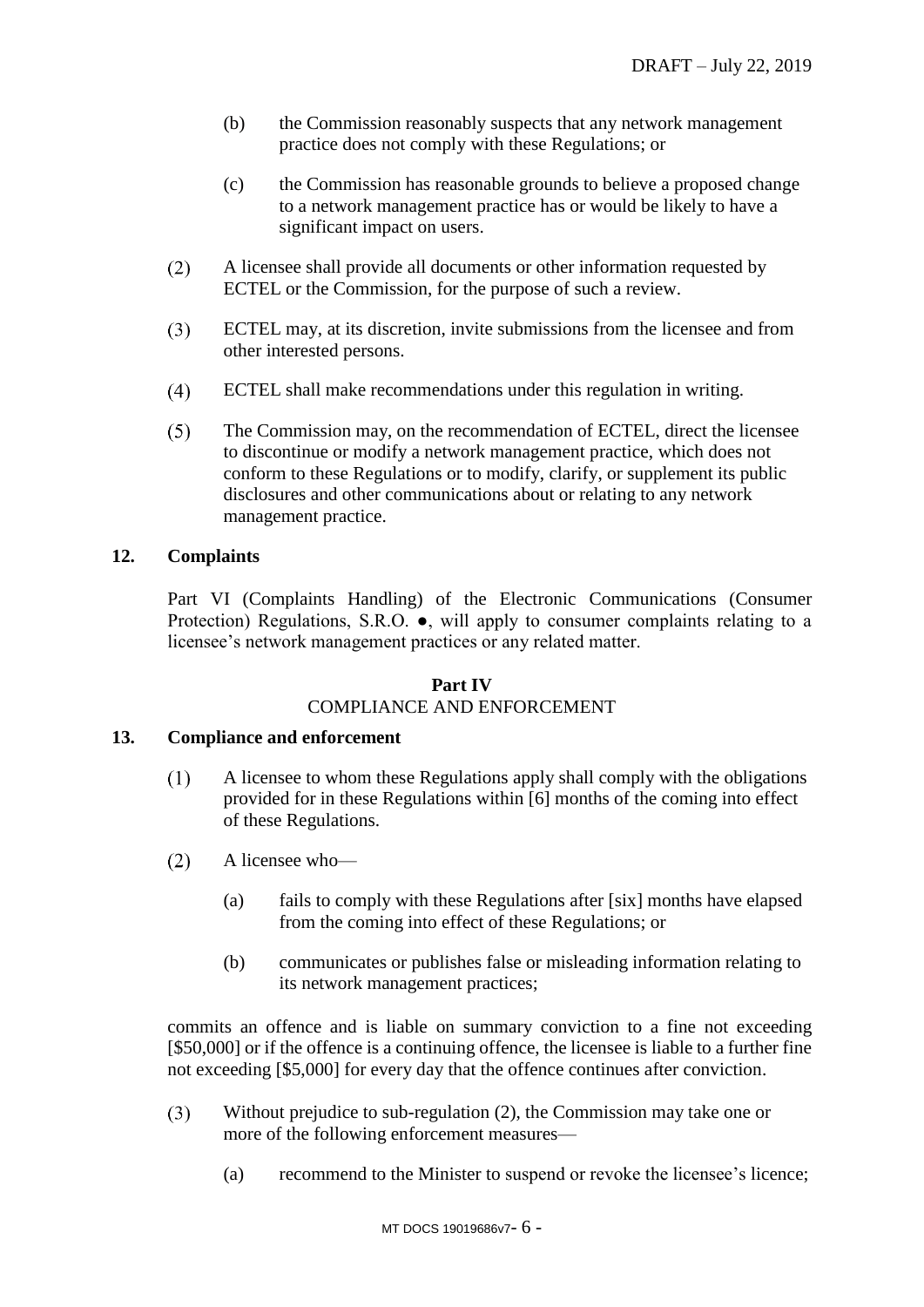(b) the Commission reasonably suspects that any network management practice does not comply with these Regulations; or

(c) the Commission has reasonable grounds to believe a proposed change to a network management practice has or would be likely to have a significant impact on users.

(2) A licensee shall provide all documents or other information requested by ECTEL or the Commission, for the purpose of such a review.

(3) ECTEL may, at its discretion, invite submissions from the licensee and from other interested persons.

(4) ECTEL shall make recommendations under this regulation in writing.

(5) The Commission may, on the recommendation of ECTEL, direct the licensee to discontinue or modify a network management practice, which does not conform to these Regulations or to modify, clarify, or supplement its public disclosures and other communications about or relating to any network management practice.

**12. Complaints**

Part VI (Complaints Handling) of the Electronic Communications (Consumer Protection) Regulations, S.R.O. ●, will apply to consumer complaints relating to a licensee's network management practices or any related matter.

**Part IV**
COMPLIANCE AND ENFORCEMENT

**13. Compliance and enforcement**

(1) A licensee to whom these Regulations apply shall comply with the obligations provided for in these Regulations within [6] months of the coming into effect of these Regulations.

(2) A licensee who—

(a) fails to comply with these Regulations after [six] months have elapsed from the coming into effect of these Regulations; or

(b) communicates or publishes false or misleading information relating to its network management practices;

commits an offence and is liable on summary conviction to a fine not exceeding [$50,000] or if the offence is a continuing offence, the licensee is liable to a further fine not exceeding [$5,000] for every day that the offence continues after conviction.

(3) Without prejudice to sub-regulation (2), the Commission may take one or more of the following enforcement measures—

(a) recommend to the Minister to suspend or revoke the licensee's licence;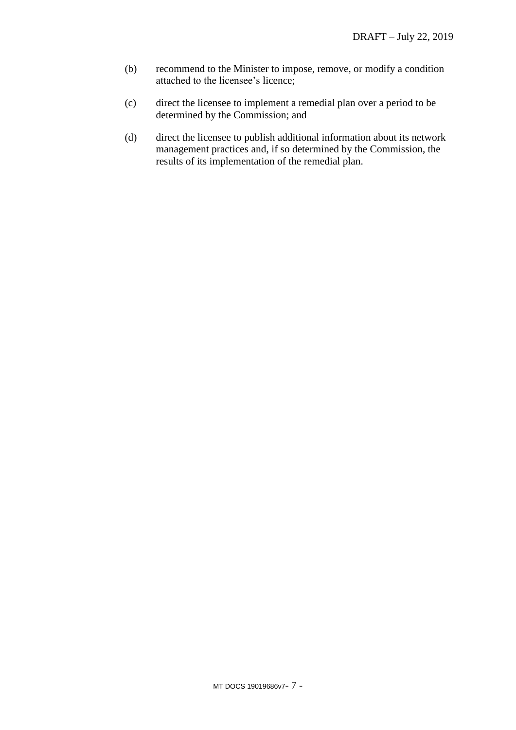(b) recommend to the Minister to impose, remove, or modify a condition attached to the licensee’s licence;

(c) direct the licensee to implement a remedial plan over a period to be determined by the Commission; and

(d) direct the licensee to publish additional information about its network management practices and, if so determined by the Commission, the results of its implementation of the remedial plan.